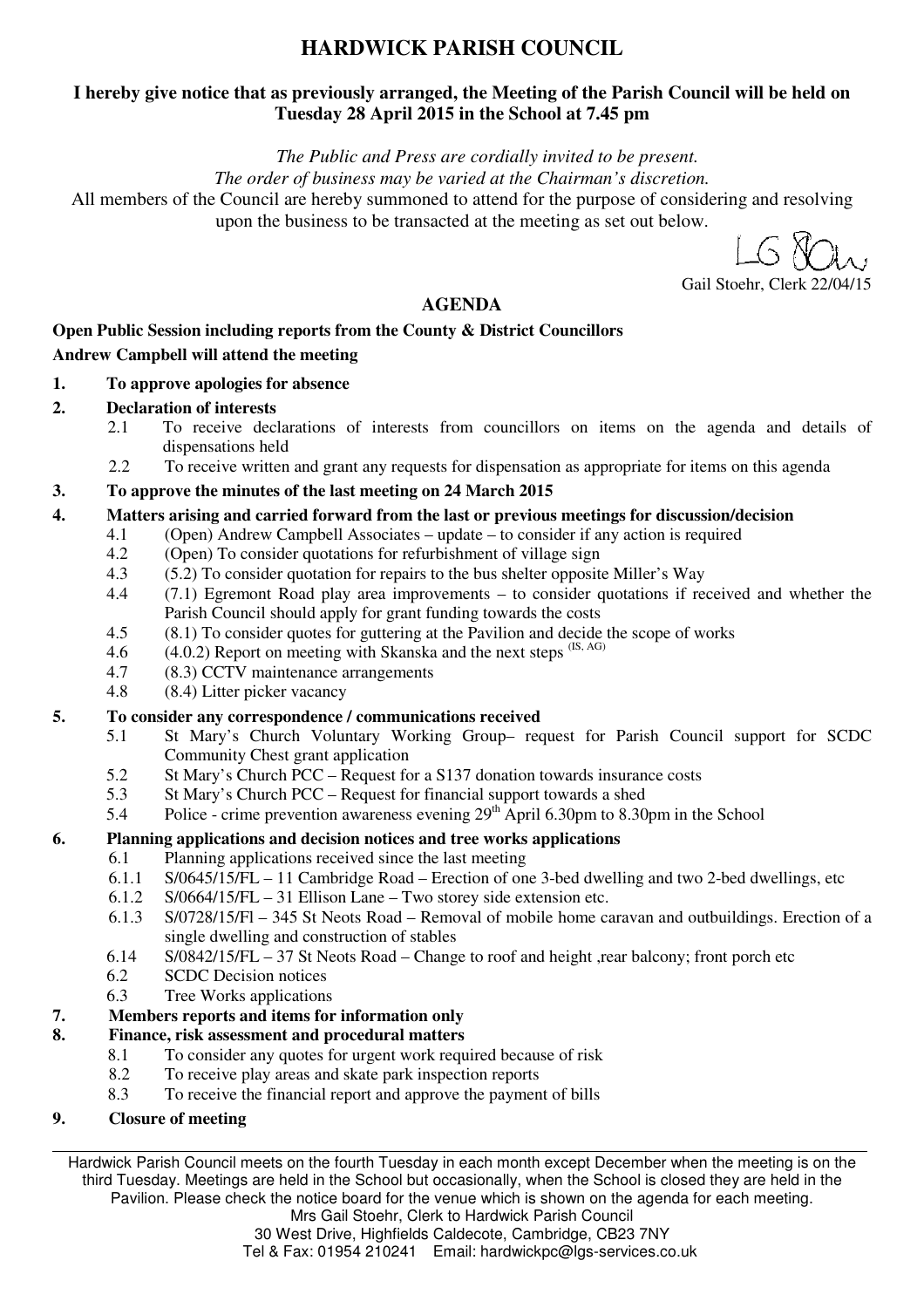# HARDWICK PARISH COUNCIL

**I hereby give notice that as previously arranged, the Meeting of the Parish Council will be held on Tuesday 28 April 2015 in the School at 7.45 pm**

*The Public and Press are cordially invited to be present.*
*The order of business may be varied at the Chairman's discretion.*
All members of the Council are hereby summoned to attend for the purpose of considering and resolving upon the business to be transacted at the meeting as set out below.

Gail Stoehr, Clerk 22/04/15

## AGENDA

**Open Public Session including reports from the County & District Councillors**
**Andrew Campbell will attend the meeting**

**1. To approve apologies for absence**

**2. Declaration of interests**
- 2.1 To receive declarations of interests from councillors on items on the agenda and details of dispensations held
- 2.2 To receive written and grant any requests for dispensation as appropriate for items on this agenda

**3. To approve the minutes of the last meeting on 24 March 2015**

**4. Matters arising and carried forward from the last or previous meetings for discussion/decision**
- 4.1 (Open) Andrew Campbell Associates – update – to consider if any action is required
- 4.2 (Open) To consider quotations for refurbishment of village sign
- 4.3 (5.2) To consider quotation for repairs to the bus shelter opposite Miller's Way
- 4.4 (7.1) Egremont Road play area improvements – to consider quotations if received and whether the Parish Council should apply for grant funding towards the costs
- 4.5 (8.1) To consider quotes for guttering at the Pavilion and decide the scope of works
- 4.6 (4.0.2) Report on meeting with Skanska and the next steps (IS, AG)
- 4.7 (8.3) CCTV maintenance arrangements
- 4.8 (8.4) Litter picker vacancy

**5. To consider any correspondence / communications received**
- 5.1 St Mary's Church Voluntary Working Group– request for Parish Council support for SCDC Community Chest grant application
- 5.2 St Mary's Church PCC – Request for a S137 donation towards insurance costs
- 5.3 St Mary's Church PCC – Request for financial support towards a shed
- 5.4 Police - crime prevention awareness evening 29th April 6.30pm to 8.30pm in the School

**6. Planning applications and decision notices and tree works applications**
- 6.1 Planning applications received since the last meeting
- 6.1.1 S/0645/15/FL – 11 Cambridge Road – Erection of one 3-bed dwelling and two 2-bed dwellings, etc
- 6.1.2 S/0664/15/FL – 31 Ellison Lane – Two storey side extension etc.
- 6.1.3 S/0728/15/Fl – 345 St Neots Road – Removal of mobile home caravan and outbuildings. Erection of a single dwelling and construction of stables
- 6.14 S/0842/15/FL – 37 St Neots Road – Change to roof and height ,rear balcony; front porch etc
- 6.2 SCDC Decision notices
- 6.3 Tree Works applications

**7. Members reports and items for information only**

**8. Finance, risk assessment and procedural matters**
- 8.1 To consider any quotes for urgent work required because of risk
- 8.2 To receive play areas and skate park inspection reports
- 8.3 To receive the financial report and approve the payment of bills

**9. Closure of meeting**

---

Hardwick Parish Council meets on the fourth Tuesday in each month except December when the meeting is on the third Tuesday. Meetings are held in the School but occasionally, when the School is closed they are held in the Pavilion. Please check the notice board for the venue which is shown on the agenda for each meeting.
Mrs Gail Stoehr, Clerk to Hardwick Parish Council
30 West Drive, Highfields Caldecote, Cambridge, CB23 7NY
Tel & Fax: 01954 210241 Email: hardwickpc@lgs-services.co.uk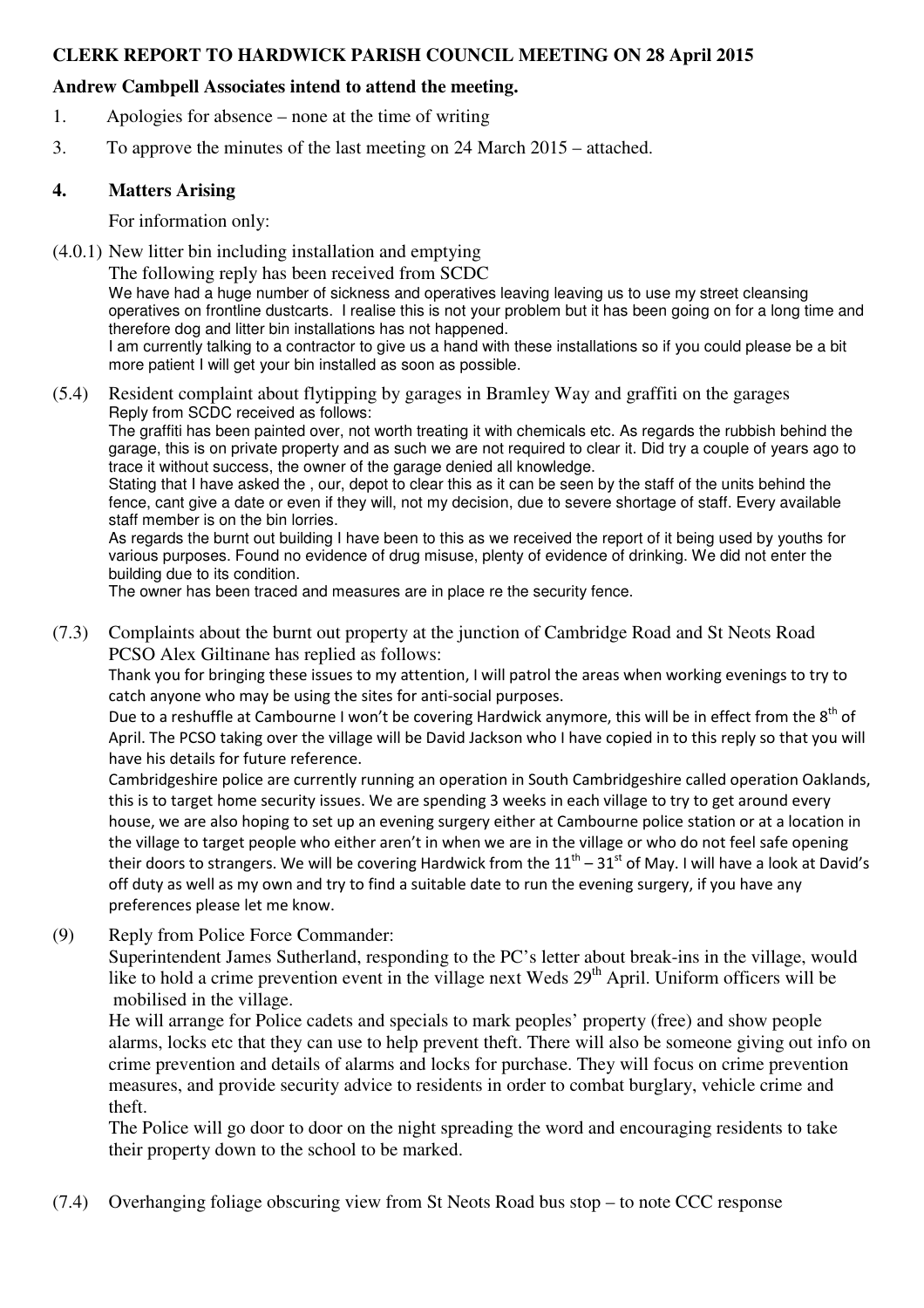**CLERK REPORT TO HARDWICK PARISH COUNCIL MEETING ON 28 April 2015**

**Andrew Cambpell Associates intend to attend the meeting.**

1. Apologies for absence – none at the time of writing

3. To approve the minutes of the last meeting on 24 March 2015 – attached.

**4. Matters Arising**

For information only:

(4.0.1) New litter bin including installation and emptying

The following reply has been received from SCDC

We have had a huge number of sickness and operatives leaving leaving us to use my street cleansing operatives on frontline dustcarts. I realise this is not your problem but it has been going on for a long time and therefore dog and litter bin installations has not happened.

I am currently talking to a contractor to give us a hand with these installations so if you could please be a bit more patient I will get your bin installed as soon as possible.

(5.4) Resident complaint about flytipping by garages in Bramley Way and graffiti on the garages

Reply from SCDC received as follows:

The graffiti has been painted over, not worth treating it with chemicals etc. As regards the rubbish behind the garage, this is on private property and as such we are not required to clear it. Did try a couple of years ago to trace it without success, the owner of the garage denied all knowledge.

Stating that I have asked the , our, depot to clear this as it can be seen by the staff of the units behind the fence, cant give a date or even if they will, not my decision, due to severe shortage of staff. Every available staff member is on the bin lorries.

As regards the burnt out building I have been to this as we received the report of it being used by youths for various purposes. Found no evidence of drug misuse, plenty of evidence of drinking. We did not enter the building due to its condition.

The owner has been traced and measures are in place re the security fence.

(7.3) Complaints about the burnt out property at the junction of Cambridge Road and St Neots Road

PCSO Alex Giltinane has replied as follows:

Thank you for bringing these issues to my attention, I will patrol the areas when working evenings to try to catch anyone who may be using the sites for anti-social purposes.

Due to a reshuffle at Cambourne I won't be covering Hardwick anymore, this will be in effect from the 8th of April. The PCSO taking over the village will be David Jackson who I have copied in to this reply so that you will have his details for future reference.

Cambridgeshire police are currently running an operation in South Cambridgeshire called operation Oaklands, this is to target home security issues. We are spending 3 weeks in each village to try to get around every house, we are also hoping to set up an evening surgery either at Cambourne police station or at a location in the village to target people who either aren't in when we are in the village or who do not feel safe opening their doors to strangers. We will be covering Hardwick from the 11th – 31st of May. I will have a look at David's off duty as well as my own and try to find a suitable date to run the evening surgery, if you have any preferences please let me know.

(9) Reply from Police Force Commander:

Superintendent James Sutherland, responding to the PC's letter about break-ins in the village, would like to hold a crime prevention event in the village next Weds 29th April. Uniform officers will be mobilised in the village.

He will arrange for Police cadets and specials to mark peoples' property (free) and show people alarms, locks etc that they can use to help prevent theft. There will also be someone giving out info on crime prevention and details of alarms and locks for purchase. They will focus on crime prevention measures, and provide security advice to residents in order to combat burglary, vehicle crime and theft.

The Police will go door to door on the night spreading the word and encouraging residents to take their property down to the school to be marked.

(7.4) Overhanging foliage obscuring view from St Neots Road bus stop – to note CCC response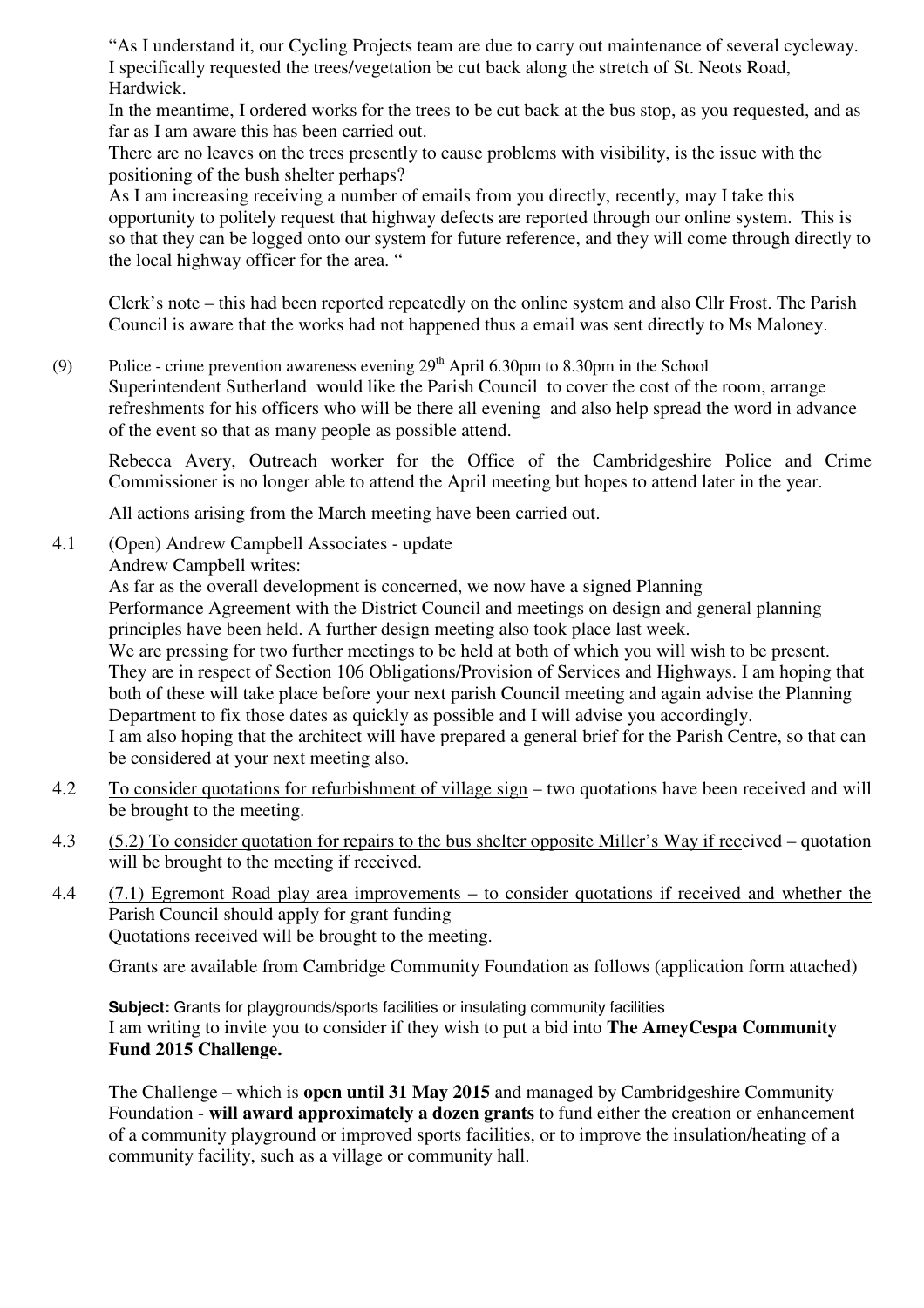"As I understand it, our Cycling Projects team are due to carry out maintenance of several cycleway. I specifically requested the trees/vegetation be cut back along the stretch of St. Neots Road, Hardwick.
In the meantime, I ordered works for the trees to be cut back at the bus stop, as you requested, and as far as I am aware this has been carried out.
There are no leaves on the trees presently to cause problems with visibility, is the issue with the positioning of the bush shelter perhaps?
As I am increasing receiving a number of emails from you directly, recently, may I take this opportunity to politely request that highway defects are reported through our online system. This is so that they can be logged onto our system for future reference, and they will come through directly to the local highway officer for the area. "

Clerk's note – this had been reported repeatedly on the online system and also Cllr Frost. The Parish Council is aware that the works had not happened thus a email was sent directly to Ms Maloney.

(9) Police - crime prevention awareness evening 29th April 6.30pm to 8.30pm in the School
Superintendent Sutherland would like the Parish Council to cover the cost of the room, arrange refreshments for his officers who will be there all evening and also help spread the word in advance of the event so that as many people as possible attend.

Rebecca Avery, Outreach worker for the Office of the Cambridgeshire Police and Crime Commissioner is no longer able to attend the April meeting but hopes to attend later in the year.

All actions arising from the March meeting have been carried out.

4.1 (Open) Andrew Campbell Associates - update
Andrew Campbell writes:
As far as the overall development is concerned, we now have a signed Planning Performance Agreement with the District Council and meetings on design and general planning principles have been held. A further design meeting also took place last week.
We are pressing for two further meetings to be held at both of which you will wish to be present. They are in respect of Section 106 Obligations/Provision of Services and Highways. I am hoping that both of these will take place before your next parish Council meeting and again advise the Planning Department to fix those dates as quickly as possible and I will advise you accordingly.
I am also hoping that the architect will have prepared a general brief for the Parish Centre, so that can be considered at your next meeting also.

4.2 To consider quotations for refurbishment of village sign – two quotations have been received and will be brought to the meeting.

4.3 (5.2) To consider quotation for repairs to the bus shelter opposite Miller's Way if received – quotation will be brought to the meeting if received.

4.4 (7.1) Egremont Road play area improvements – to consider quotations if received and whether the Parish Council should apply for grant funding
Quotations received will be brought to the meeting.

Grants are available from Cambridge Community Foundation as follows (application form attached)

**Subject:** Grants for playgrounds/sports facilities or insulating community facilities
I am writing to invite you to consider if they wish to put a bid into **The AmeyCespa Community Fund 2015 Challenge.**

The Challenge – which is **open until 31 May 2015** and managed by Cambridgeshire Community Foundation - **will award approximately a dozen grants** to fund either the creation or enhancement of a community playground or improved sports facilities, or to improve the insulation/heating of a community facility, such as a village or community hall.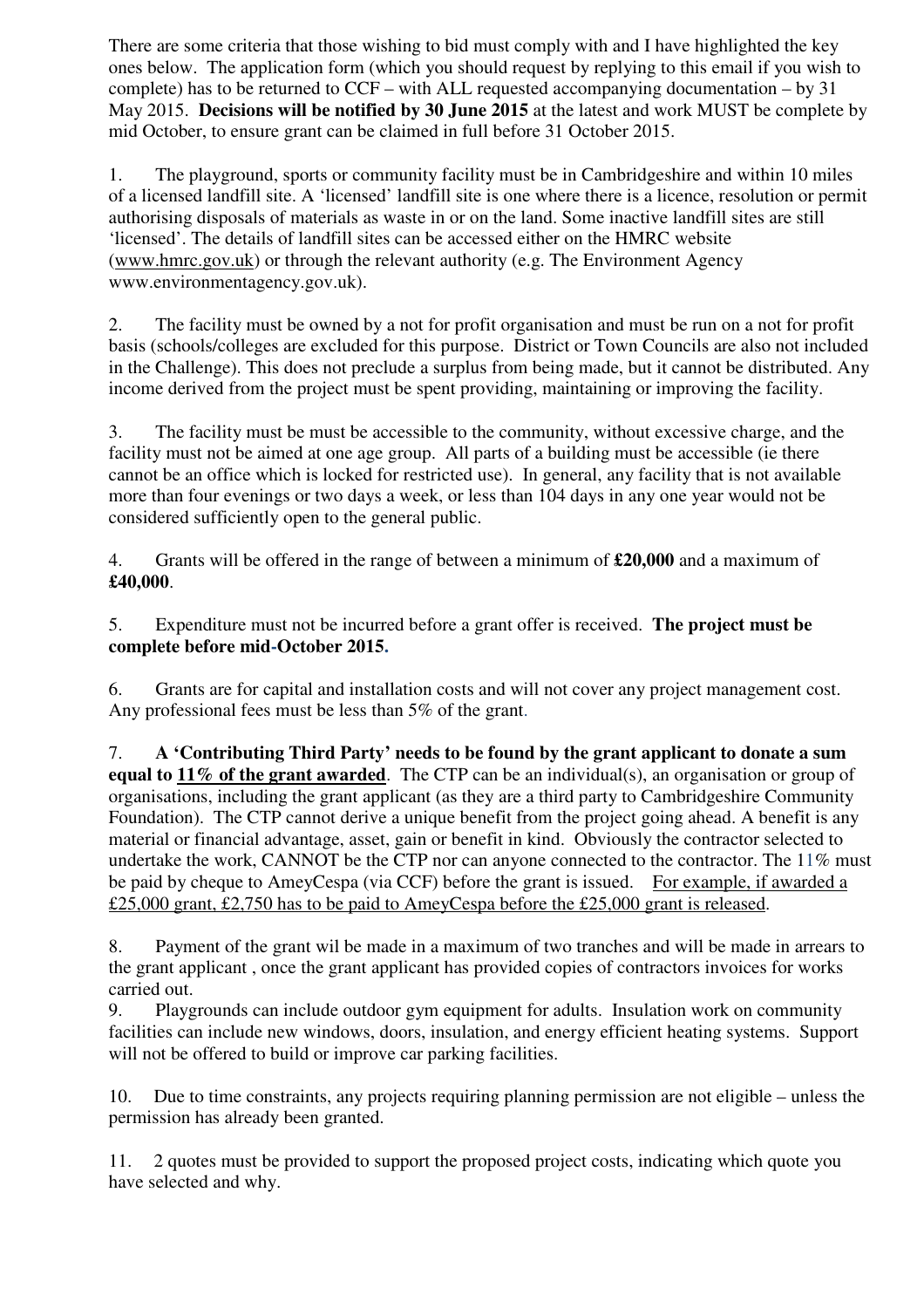There are some criteria that those wishing to bid must comply with and I have highlighted the key ones below. The application form (which you should request by replying to this email if you wish to complete) has to be returned to CCF – with ALL requested accompanying documentation – by 31 May 2015. **Decisions will be notified by 30 June 2015** at the latest and work MUST be complete by mid October, to ensure grant can be claimed in full before 31 October 2015.

1. The playground, sports or community facility must be in Cambridgeshire and within 10 miles of a licensed landfill site. A 'licensed' landfill site is one where there is a licence, resolution or permit authorising disposals of materials as waste in or on the land. Some inactive landfill sites are still 'licensed'. The details of landfill sites can be accessed either on the HMRC website (www.hmrc.gov.uk) or through the relevant authority (e.g. The Environment Agency www.environmentagency.gov.uk).

2. The facility must be owned by a not for profit organisation and must be run on a not for profit basis (schools/colleges are excluded for this purpose. District or Town Councils are also not included in the Challenge). This does not preclude a surplus from being made, but it cannot be distributed. Any income derived from the project must be spent providing, maintaining or improving the facility.

3. The facility must be must be accessible to the community, without excessive charge, and the facility must not be aimed at one age group. All parts of a building must be accessible (ie there cannot be an office which is locked for restricted use). In general, any facility that is not available more than four evenings or two days a week, or less than 104 days in any one year would not be considered sufficiently open to the general public.

4. Grants will be offered in the range of between a minimum of **£20,000** and a maximum of **£40,000**.

5. Expenditure must not be incurred before a grant offer is received. **The project must be complete before mid-October 2015.**

6. Grants are for capital and installation costs and will not cover any project management cost. Any professional fees must be less than 5% of the grant.

7. **A 'Contributing Third Party' needs to be found by the grant applicant to donate a sum equal to 11% of the grant awarded**. The CTP can be an individual(s), an organisation or group of organisations, including the grant applicant (as they are a third party to Cambridgeshire Community Foundation). The CTP cannot derive a unique benefit from the project going ahead. A benefit is any material or financial advantage, asset, gain or benefit in kind. Obviously the contractor selected to undertake the work, CANNOT be the CTP nor can anyone connected to the contractor. The 11% must be paid by cheque to AmeyCespa (via CCF) before the grant is issued. For example, if awarded a £25,000 grant, £2,750 has to be paid to AmeyCespa before the £25,000 grant is released.

8. Payment of the grant wil be made in a maximum of two tranches and will be made in arrears to the grant applicant , once the grant applicant has provided copies of contractors invoices for works carried out.

9. Playgrounds can include outdoor gym equipment for adults. Insulation work on community facilities can include new windows, doors, insulation, and energy efficient heating systems. Support will not be offered to build or improve car parking facilities.

10. Due to time constraints, any projects requiring planning permission are not eligible – unless the permission has already been granted.

11. 2 quotes must be provided to support the proposed project costs, indicating which quote you have selected and why.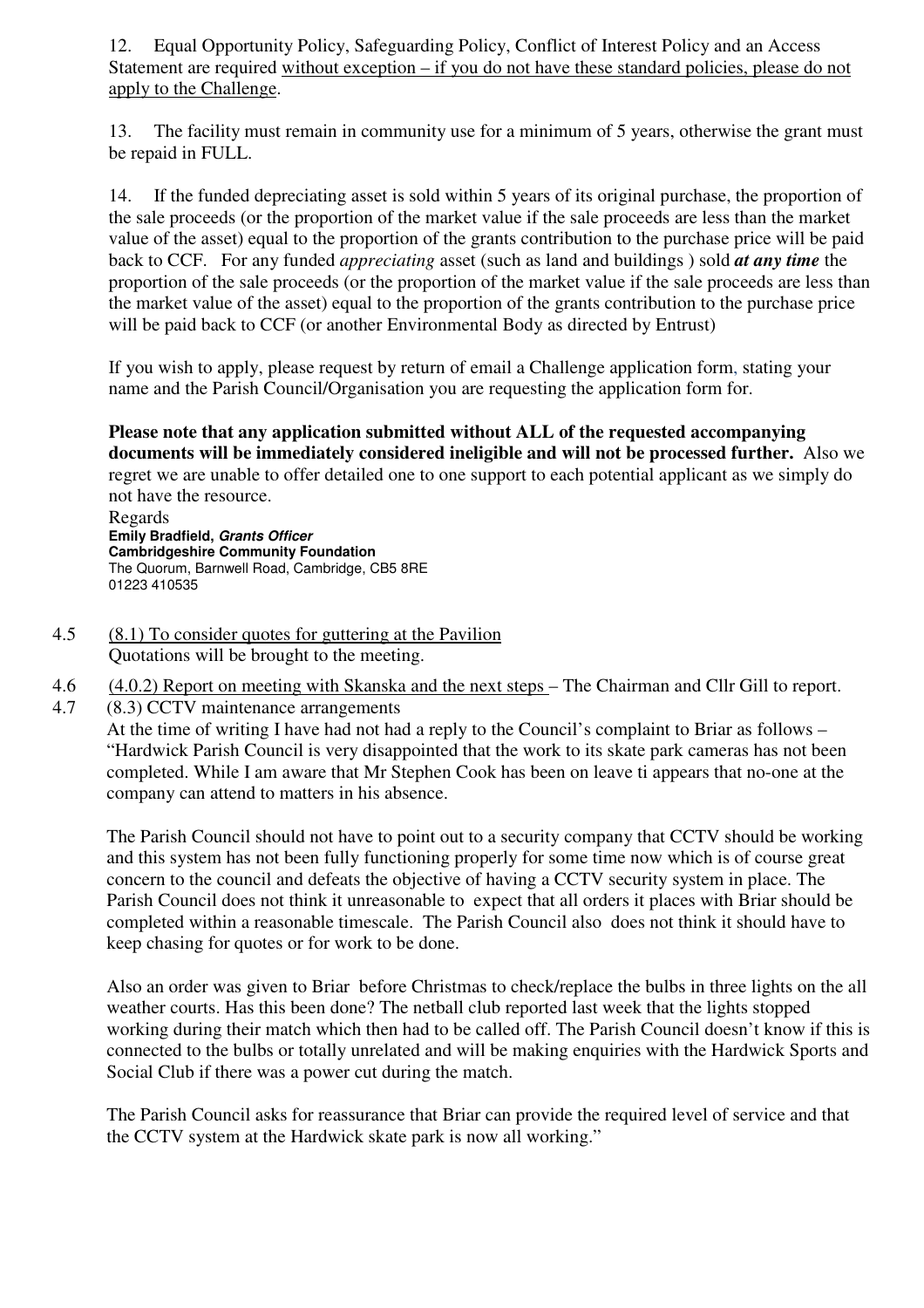12. Equal Opportunity Policy, Safeguarding Policy, Conflict of Interest Policy and an Access Statement are required <u>without exception – if you do not have these standard policies, please do not apply to the Challenge</u>.

13. The facility must remain in community use for a minimum of 5 years, otherwise the grant must be repaid in FULL.

14. If the funded depreciating asset is sold within 5 years of its original purchase, the proportion of the sale proceeds (or the proportion of the market value if the sale proceeds are less than the market value of the asset) equal to the proportion of the grants contribution to the purchase price will be paid back to CCF. For any funded *appreciating* asset (such as land and buildings ) sold ***at any time*** the proportion of the sale proceeds (or the proportion of the market value if the sale proceeds are less than the market value of the asset) equal to the proportion of the grants contribution to the purchase price will be paid back to CCF (or another Environmental Body as directed by Entrust)

If you wish to apply, please request by return of email a Challenge application form, stating your name and the Parish Council/Organisation you are requesting the application form for.

**Please note that any application submitted without ALL of the requested accompanying documents will be immediately considered ineligible and will not be processed further.** Also we regret we are unable to offer detailed one to one support to each potential applicant as we simply do not have the resource.

Regards
**Emily Bradfield, *Grants Officer***
**Cambridgeshire Community Foundation**
The Quorum, Barnwell Road, Cambridge, CB5 8RE
01223 410535

4.5 <u>(8.1) To consider quotes for guttering at the Pavilion</u>
Quotations will be brought to the meeting.

4.6 <u>(4.0.2) Report on meeting with Skanska and the next steps</u> – The Chairman and Cllr Gill to report.

4.7 (8.3) CCTV maintenance arrangements
At the time of writing I have had not had a reply to the Council's complaint to Briar as follows – "Hardwick Parish Council is very disappointed that the work to its skate park cameras has not been completed. While I am aware that Mr Stephen Cook has been on leave ti appears that no-one at the company can attend to matters in his absence.

The Parish Council should not have to point out to a security company that CCTV should be working and this system has not been fully functioning properly for some time now which is of course great concern to the council and defeats the objective of having a CCTV security system in place. The Parish Council does not think it unreasonable to expect that all orders it places with Briar should be completed within a reasonable timescale. The Parish Council also does not think it should have to keep chasing for quotes or for work to be done.

Also an order was given to Briar before Christmas to check/replace the bulbs in three lights on the all weather courts. Has this been done? The netball club reported last week that the lights stopped working during their match which then had to be called off. The Parish Council doesn't know if this is connected to the bulbs or totally unrelated and will be making enquiries with the Hardwick Sports and Social Club if there was a power cut during the match.

The Parish Council asks for reassurance that Briar can provide the required level of service and that the CCTV system at the Hardwick skate park is now all working."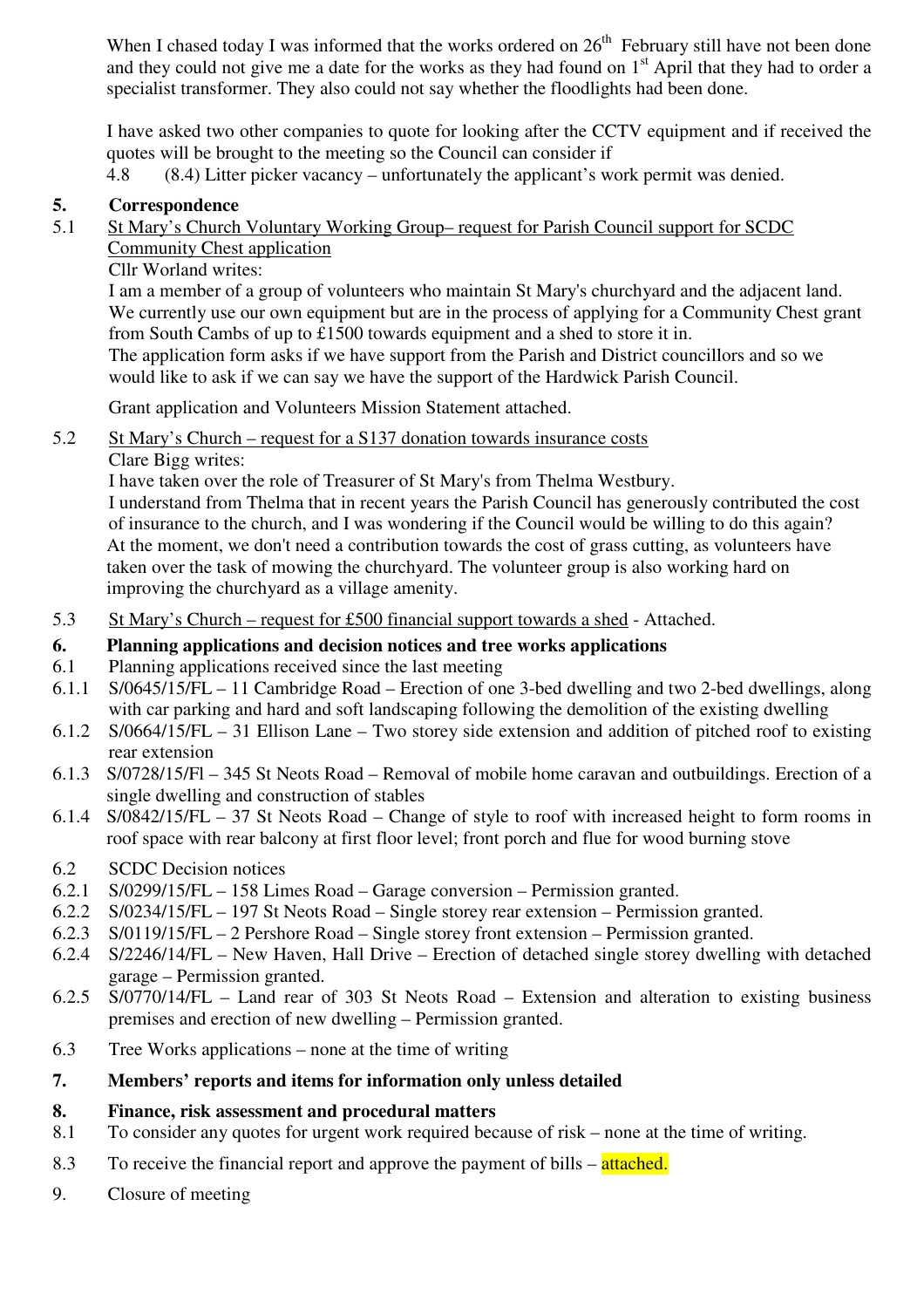When I chased today I was informed that the works ordered on 26th February still have not been done and they could not give me a date for the works as they had found on 1st April that they had to order a specialist transformer. They also could not say whether the floodlights had been done.

I have asked two other companies to quote for looking after the CCTV equipment and if received the quotes will be brought to the meeting so the Council can consider if

4.8 (8.4) Litter picker vacancy – unfortunately the applicant's work permit was denied.

## 5. Correspondence

5.1 St Mary's Church Voluntary Working Group– request for Parish Council support for SCDC Community Chest application

Cllr Worland writes:

I am a member of a group of volunteers who maintain St Mary's churchyard and the adjacent land. We currently use our own equipment but are in the process of applying for a Community Chest grant from South Cambs of up to £1500 towards equipment and a shed to store it in.

The application form asks if we have support from the Parish and District councillors and so we would like to ask if we can say we have the support of the Hardwick Parish Council.

Grant application and Volunteers Mission Statement attached.

5.2 St Mary's Church – request for a S137 donation towards insurance costs

Clare Bigg writes:

I have taken over the role of Treasurer of St Mary's from Thelma Westbury.

I understand from Thelma that in recent years the Parish Council has generously contributed the cost of insurance to the church, and I was wondering if the Council would be willing to do this again? At the moment, we don't need a contribution towards the cost of grass cutting, as volunteers have taken over the task of mowing the churchyard. The volunteer group is also working hard on improving the churchyard as a village amenity.

5.3 St Mary's Church – request for £500 financial support towards a shed - Attached.

## 6. Planning applications and decision notices and tree works applications

6.1 Planning applications received since the last meeting

6.1.1 S/0645/15/FL – 11 Cambridge Road – Erection of one 3-bed dwelling and two 2-bed dwellings, along with car parking and hard and soft landscaping following the demolition of the existing dwelling

6.1.2 S/0664/15/FL – 31 Ellison Lane – Two storey side extension and addition of pitched roof to existing rear extension

6.1.3 S/0728/15/Fl – 345 St Neots Road – Removal of mobile home caravan and outbuildings. Erection of a single dwelling and construction of stables

6.1.4 S/0842/15/FL – 37 St Neots Road – Change of style to roof with increased height to form rooms in roof space with rear balcony at first floor level; front porch and flue for wood burning stove

6.2 SCDC Decision notices

6.2.1 S/0299/15/FL – 158 Limes Road – Garage conversion – Permission granted.

6.2.2 S/0234/15/FL – 197 St Neots Road – Single storey rear extension – Permission granted.

6.2.3 S/0119/15/FL – 2 Pershore Road – Single storey front extension – Permission granted.

6.2.4 S/2246/14/FL – New Haven, Hall Drive – Erection of detached single storey dwelling with detached garage – Permission granted.

6.2.5 S/0770/14/FL – Land rear of 303 St Neots Road – Extension and alteration to existing business premises and erection of new dwelling – Permission granted.

6.3 Tree Works applications – none at the time of writing

## 7. Members' reports and items for information only unless detailed

## 8. Finance, risk assessment and procedural matters

8.1 To consider any quotes for urgent work required because of risk – none at the time of writing.

8.3 To receive the financial report and approve the payment of bills – attached.

9. Closure of meeting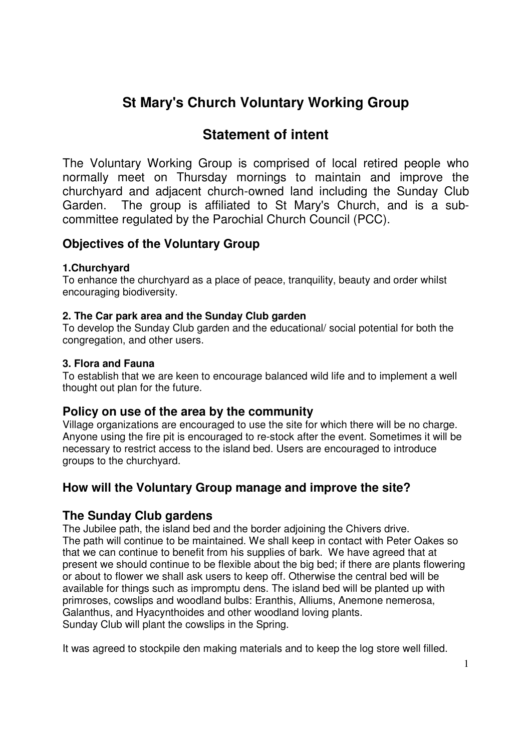# St Mary's Church Voluntary Working Group

# Statement of intent

The Voluntary Working Group is comprised of local retired people who normally meet on Thursday mornings to maintain and improve the churchyard and adjacent church-owned land including the Sunday Club Garden. The group is affiliated to St Mary's Church, and is a sub-committee regulated by the Parochial Church Council (PCC).

## Objectives of the Voluntary Group

#### 1.Churchyard

To enhance the churchyard as a place of peace, tranquility, beauty and order whilst encouraging biodiversity.

#### 2. The Car park area and the Sunday Club garden

To develop the Sunday Club garden and the educational/ social potential for both the congregation, and other users.

#### 3. Flora and Fauna

To establish that we are keen to encourage balanced wild life and to implement a well thought out plan for the future.

## Policy on use of the area by the community

Village organizations are encouraged to use the site for which there will be no charge. Anyone using the fire pit is encouraged to re-stock after the event. Sometimes it will be necessary to restrict access to the island bed. Users are encouraged to introduce groups to the churchyard.

## How will the Voluntary Group manage and improve the site?

## The Sunday Club gardens

The Jubilee path, the island bed and the border adjoining the Chivers drive.
The path will continue to be maintained. We shall keep in contact with Peter Oakes so that we can continue to benefit from his supplies of bark. We have agreed that at present we should continue to be flexible about the big bed; if there are plants flowering or about to flower we shall ask users to keep off. Otherwise the central bed will be available for things such as impromptu dens. The island bed will be planted up with primroses, cowslips and woodland bulbs: Eranthis, Alliums, Anemone nemerosa, Galanthus, and Hyacynthoides and other woodland loving plants.
Sunday Club will plant the cowslips in the Spring.

It was agreed to stockpile den making materials and to keep the log store well filled.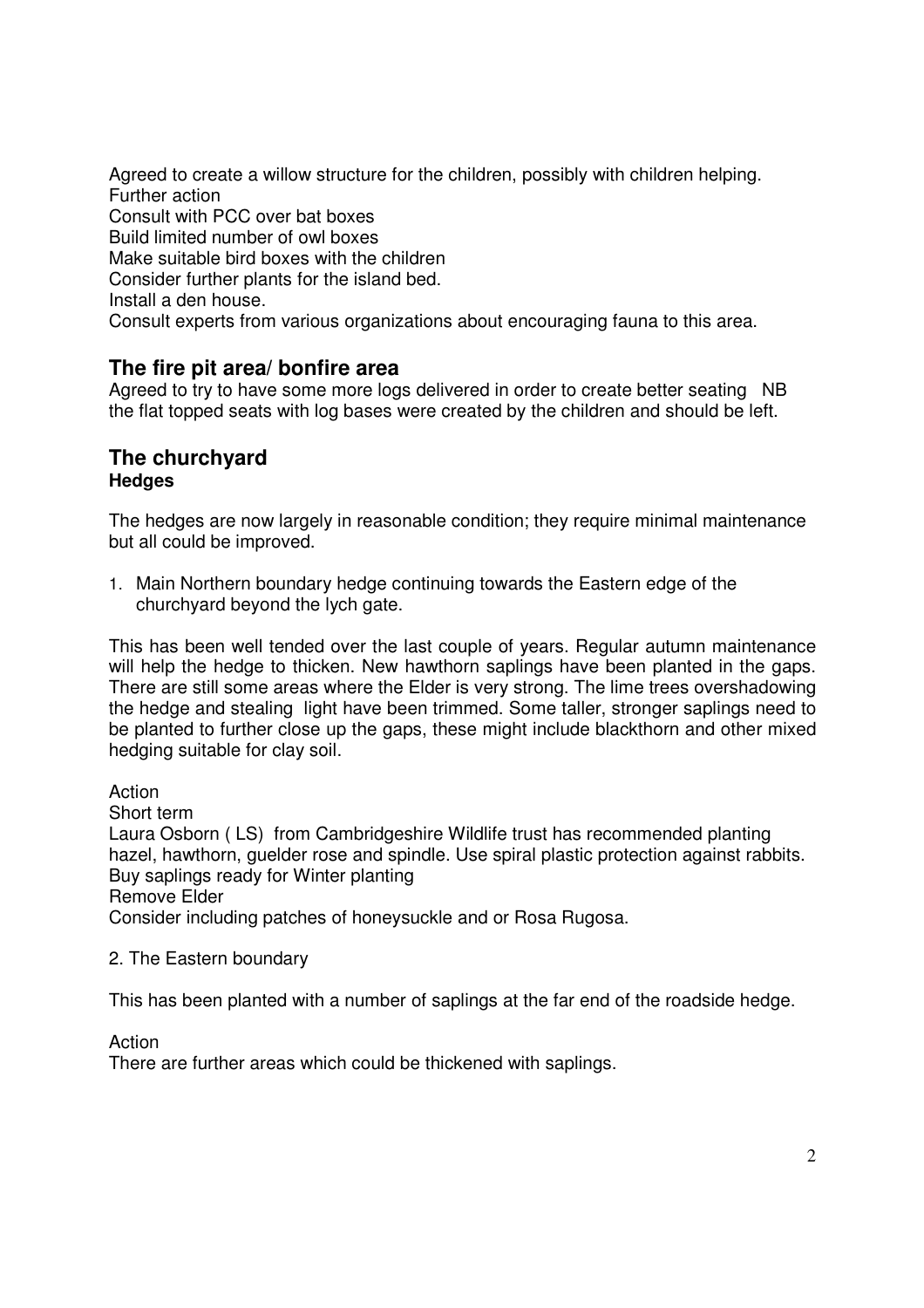Agreed to create a willow structure for the children, possibly with children helping.
Further action
Consult with PCC over bat boxes
Build limited number of owl boxes
Make suitable bird boxes with the children
Consider further plants for the island bed.
Install a den house.
Consult experts from various organizations about encouraging fauna to this area.

## The fire pit area/ bonfire area

Agreed to try to have some more logs delivered in order to create better seating NB the flat topped seats with log bases were created by the children and should be left.

## The churchyard

### Hedges

The hedges are now largely in reasonable condition; they require minimal maintenance but all could be improved.

1. Main Northern boundary hedge continuing towards the Eastern edge of the churchyard beyond the lych gate.

This has been well tended over the last couple of years. Regular autumn maintenance will help the hedge to thicken. New hawthorn saplings have been planted in the gaps. There are still some areas where the Elder is very strong. The lime trees overshadowing the hedge and stealing light have been trimmed. Some taller, stronger saplings need to be planted to further close up the gaps, these might include blackthorn and other mixed hedging suitable for clay soil.

Action
Short term
Laura Osborn ( LS) from Cambridgeshire Wildlife trust has recommended planting hazel, hawthorn, guelder rose and spindle. Use spiral plastic protection against rabbits.
Buy saplings ready for Winter planting
Remove Elder
Consider including patches of honeysuckle and or Rosa Rugosa.

2. The Eastern boundary

This has been planted with a number of saplings at the far end of the roadside hedge.

Action
There are further areas which could be thickened with saplings.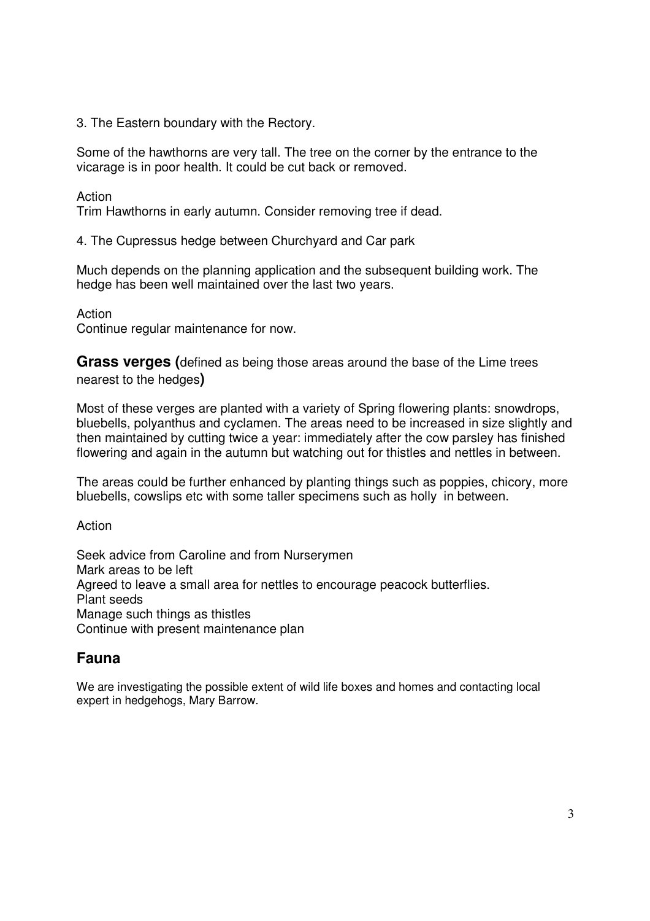3. The Eastern boundary with the Rectory.

Some of the hawthorns are very tall. The tree on the corner by the entrance to the vicarage is in poor health. It could be cut back or removed.

Action
Trim Hawthorns in early autumn. Consider removing tree if dead.

4. The Cupressus hedge between Churchyard and Car park

Much depends on the planning application and the subsequent building work. The hedge has been well maintained over the last two years.

Action
Continue regular maintenance for now.

**Grass verges (**defined as being those areas around the base of the Lime trees nearest to the hedges**)**

Most of these verges are planted with a variety of Spring flowering plants: snowdrops, bluebells, polyanthus and cyclamen. The areas need to be increased in size slightly and then maintained by cutting twice a year: immediately after the cow parsley has finished flowering and again in the autumn but watching out for thistles and nettles in between.

The areas could be further enhanced by planting things such as poppies, chicory, more bluebells, cowslips etc with some taller specimens such as holly in between.

Action

Seek advice from Caroline and from Nurserymen
Mark areas to be left
Agreed to leave a small area for nettles to encourage peacock butterflies.
Plant seeds
Manage such things as thistles
Continue with present maintenance plan

## Fauna

We are investigating the possible extent of wild life boxes and homes and contacting local expert in hedgehogs, Mary Barrow.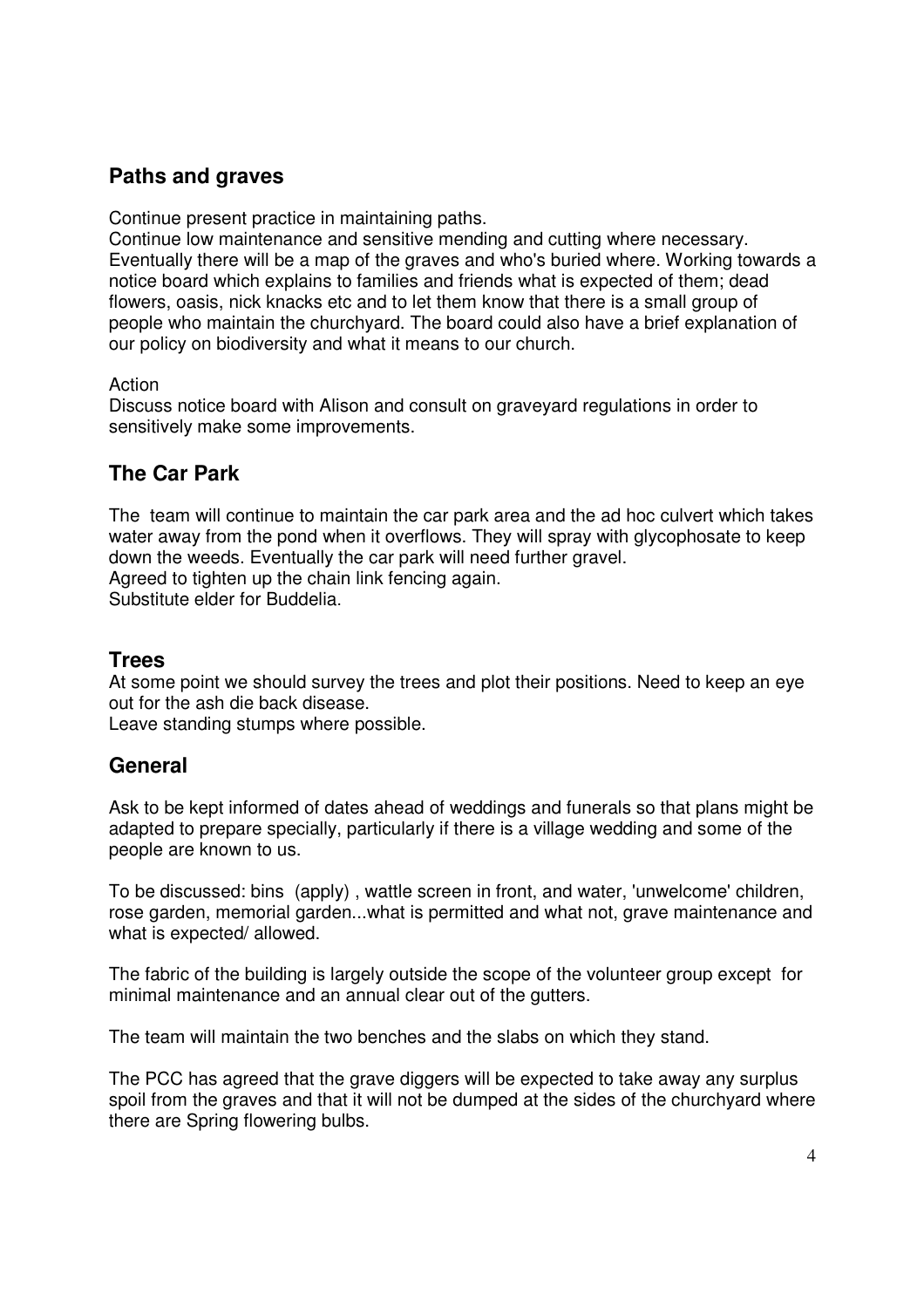## Paths and graves

Continue present practice in maintaining paths.
Continue low maintenance and sensitive mending and cutting where necessary.
Eventually there will be a map of the graves and who's buried where. Working towards a notice board which explains to families and friends what is expected of them; dead flowers, oasis, nick knacks etc and to let them know that there is a small group of people who maintain the churchyard. The board could also have a brief explanation of our policy on biodiversity and what it means to our church.

Action
Discuss notice board with Alison and consult on graveyard regulations in order to sensitively make some improvements.

## The Car Park

The team will continue to maintain the car park area and the ad hoc culvert which takes water away from the pond when it overflows. They will spray with glycophosate to keep down the weeds. Eventually the car park will need further gravel.
Agreed to tighten up the chain link fencing again.
Substitute elder for Buddelia.

## Trees

At some point we should survey the trees and plot their positions. Need to keep an eye out for the ash die back disease.
Leave standing stumps where possible.

## General

Ask to be kept informed of dates ahead of weddings and funerals so that plans might be adapted to prepare specially, particularly if there is a village wedding and some of the people are known to us.

To be discussed: bins (apply) , wattle screen in front, and water, 'unwelcome' children, rose garden, memorial garden...what is permitted and what not, grave maintenance and what is expected/ allowed.

The fabric of the building is largely outside the scope of the volunteer group except for minimal maintenance and an annual clear out of the gutters.

The team will maintain the two benches and the slabs on which they stand.

The PCC has agreed that the grave diggers will be expected to take away any surplus spoil from the graves and that it will not be dumped at the sides of the churchyard where there are Spring flowering bulbs.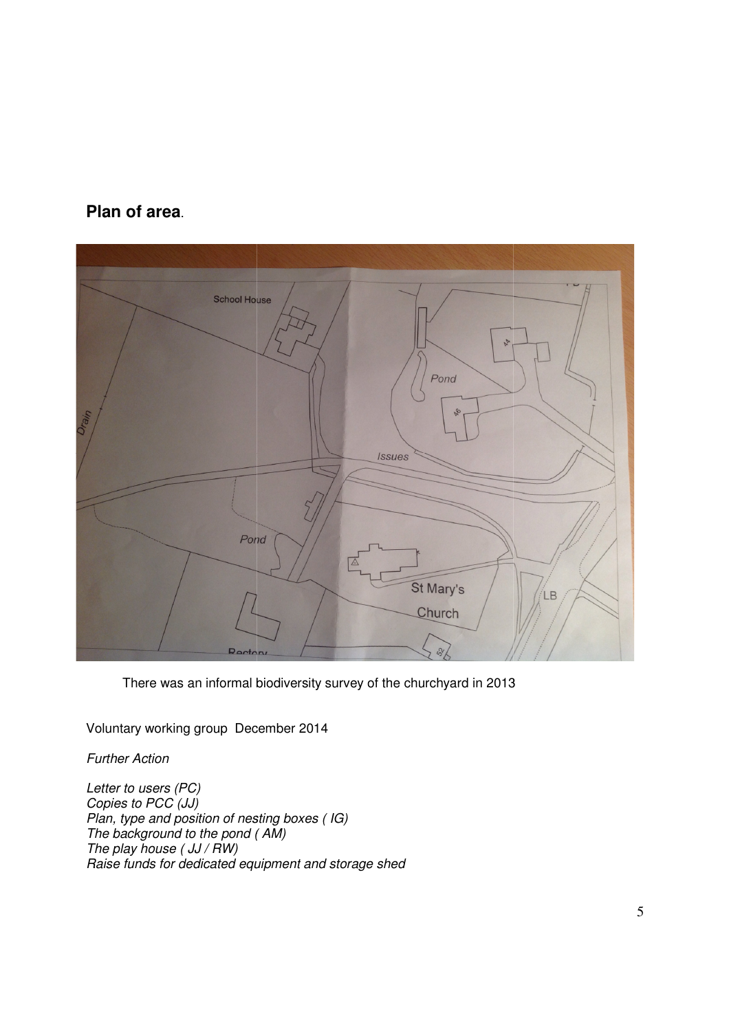## **Plan of area**.

There was an informal biodiversity survey of the churchyard in 2013

Voluntary working group December 2014

*Further Action*

*Letter to users (PC)*
*Copies to PCC (JJ)*
*Plan, type and position of nesting boxes ( IG)*
*The background to the pond ( AM)*
*The play house ( JJ / RW)*
*Raise funds for dedicated equipment and storage shed*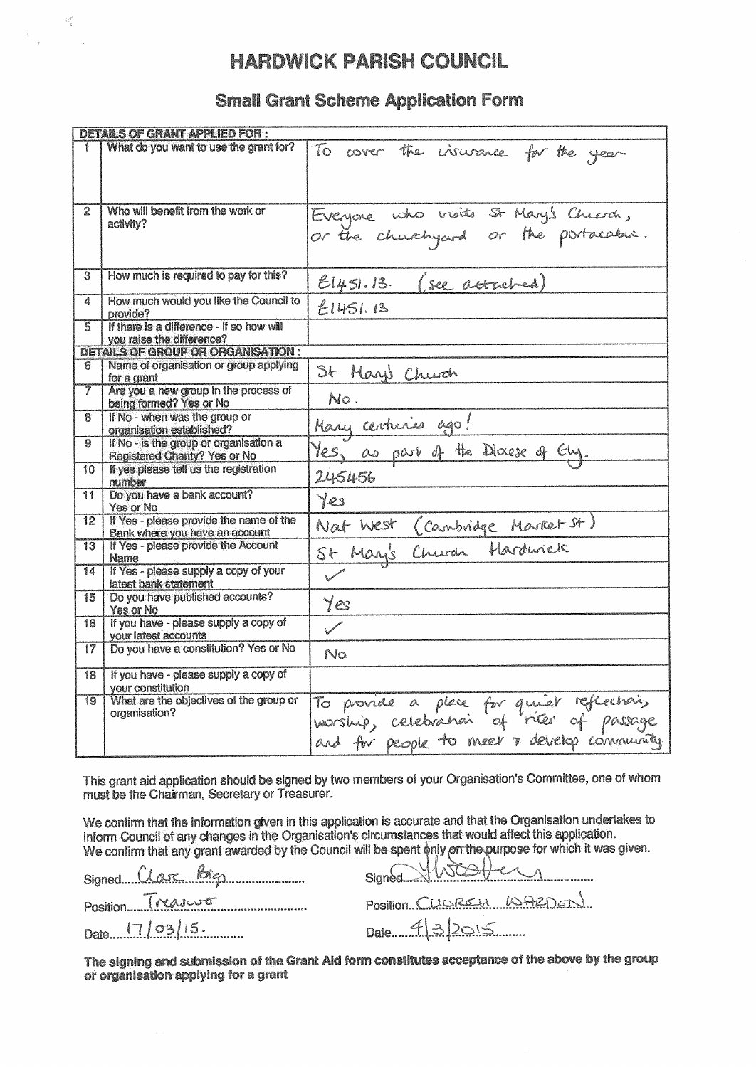# HARDWICK PARISH COUNCIL

## Small Grant Scheme Application Form

| | DETAILS OF GRANT APPLIED FOR : | |
|---|---|---|
| 1 | What do you want to use the grant for? | To cover the insurance for the year |
| 2 | Who will benefit from the work or activity? | Everyone who visits St Mary's Church, or the churchyard or the portacabin. |
| 3 | How much is required to pay for this? | £1451.13. (see attached) |
| 4 | How much would you like the Council to provide? | £1451.13 |
| 5 | If there is a difference - if so how will you raise the difference? | |
| | **DETAILS OF GROUP OR ORGANISATION :** | |
| 6 | Name of organisation or group applying for a grant | St Mary's Church |
| 7 | Are you a new group in the process of being formed? Yes or No | No. |
| 8 | If No - when was the group or organisation established? | Many centuries ago! |
| 9 | If No - is the group or organisation a Registered Charity? Yes or No | Yes, as part of the Diocese of Ely. |
| 10 | If yes please tell us the registration number | 245456 |
| 11 | Do you have a bank account? Yes or No | Yes |
| 12 | If Yes - please provide the name of the Bank where you have an account | Nat West (Cambridge Market St) |
| 13 | If Yes - please provide the Account Name | St Mary's Church Hardwick |
| 14 | If Yes - please supply a copy of your latest bank statement | ✓ |
| 15 | Do you have published accounts? Yes or No | Yes |
| 16 | If you have - please supply a copy of your latest accounts | ✓ |
| 17 | Do you have a constitution? Yes or No | No |
| 18 | If you have - please supply a copy of your constitution | |
| 19 | What are the objectives of the group or organisation? | To provide a place for quiet reflection, worship, celebration of rites of passage and for people to meet & develop community |

This grant aid application should be signed by two members of your Organisation's Committee, one of whom must be the Chairman, Secretary or Treasurer.

We confirm that the information given in this application is accurate and that the Organisation undertakes to inform Council of any changes in the Organisation's circumstances that would affect this application.
We confirm that any grant awarded by the Council will be spent only on the purpose for which it was given.

Signed: Clare Biggs
Position: Treasurer
Date: 17/03/15.

Signed: [signature]
Position: CHURCH WARDEN
Date: 4/3/2015

**The signing and submission of the Grant Aid form constitutes acceptance of the above by the group or organisation applying for a grant**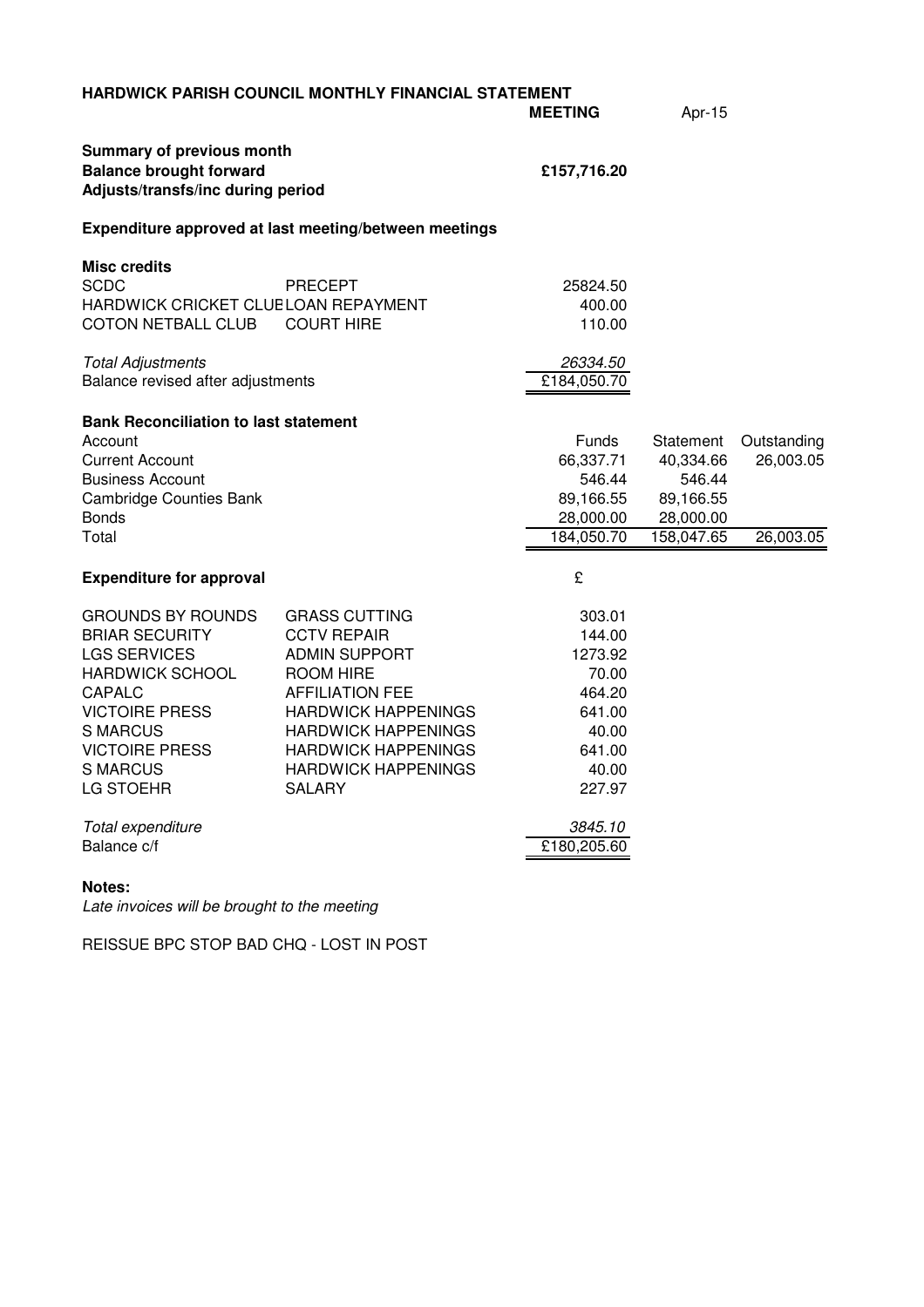## HARDWICK PARISH COUNCIL MONTHLY FINANCIAL STATEMENT

**MEETING** Apr-15

**Summary of previous month**
**Balance brought forward** **£157,716.20**
**Adjusts/transfs/inc during period**

**Expenditure approved at last meeting/between meetings**

**Misc credits**

| | | |
|---|---|---|
| SCDC | PRECEPT | 25824.50 |
| HARDWICK CRICKET CLUB | LOAN REPAYMENT | 400.00 |
| COTON NETBALL CLUB | COURT HIRE | 110.00 |
| *Total Adjustments* | | *26334.50* |
| Balance revised after adjustments | | £184,050.70 |

**Bank Reconciliation to last statement**

| Account | Funds | Statement | Outstanding |
|---|---|---|---|
| Current Account | 66,337.71 | 40,334.66 | 26,003.05 |
| Business Account | 546.44 | 546.44 | |
| Cambridge Counties Bank | 89,166.55 | 89,166.55 | |
| Bonds | 28,000.00 | 28,000.00 | |
| Total | 184,050.70 | 158,047.65 | 26,003.05 |

**Expenditure for approval**

| | | £ |
|---|---|---|
| GROUNDS BY ROUNDS | GRASS CUTTING | 303.01 |
| BRIAR SECURITY | CCTV REPAIR | 144.00 |
| LGS SERVICES | ADMIN SUPPORT | 1273.92 |
| HARDWICK SCHOOL | ROOM HIRE | 70.00 |
| CAPALC | AFFILIATION FEE | 464.20 |
| VICTOIRE PRESS | HARDWICK HAPPENINGS | 641.00 |
| S MARCUS | HARDWICK HAPPENINGS | 40.00 |
| VICTOIRE PRESS | HARDWICK HAPPENINGS | 641.00 |
| S MARCUS | HARDWICK HAPPENINGS | 40.00 |
| LG STOEHR | SALARY | 227.97 |
| *Total expenditure* | | *3845.10* |
| Balance c/f | | £180,205.60 |

**Notes:**

*Late invoices will be brought to the meeting*

REISSUE BPC STOP BAD CHQ - LOST IN POST